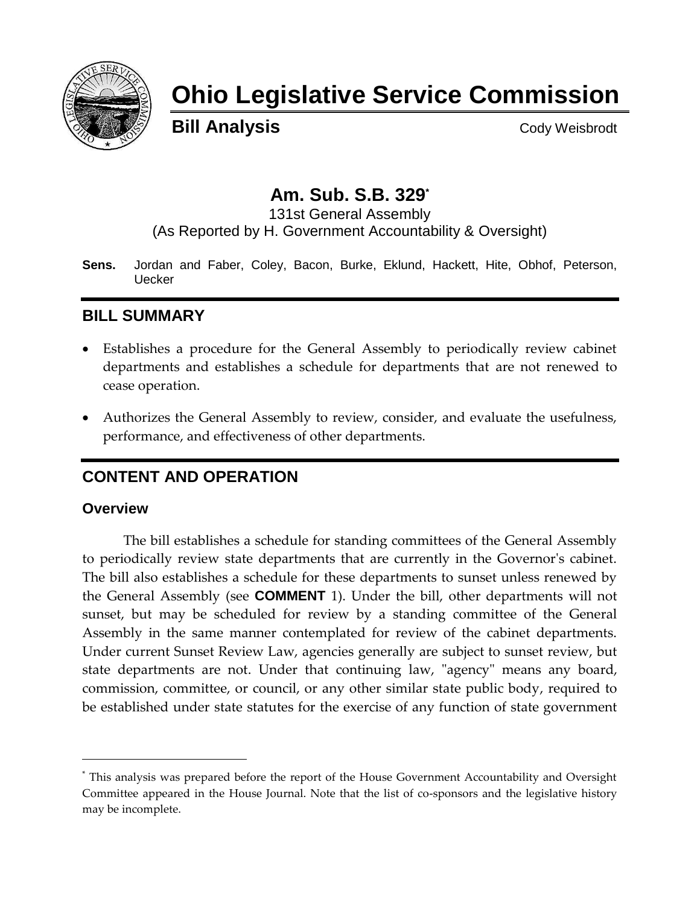# Ohio Legislative Service Commission

**Bill Analysis** Cody Weisbrodt

## Am. Sub. S.B. 329[*]

131st General Assembly
(As Reported by H. Government Accountability & Oversight)

**Sens.** Jordan and Faber, Coley, Bacon, Burke, Eklund, Hackett, Hite, Obhof, Peterson, Uecker

## BILL SUMMARY

- Establishes a procedure for the General Assembly to periodically review cabinet departments and establishes a schedule for departments that are not renewed to cease operation.
- Authorizes the General Assembly to review, consider, and evaluate the usefulness, performance, and effectiveness of other departments.

## CONTENT AND OPERATION

### Overview

The bill establishes a schedule for standing committees of the General Assembly to periodically review state departments that are currently in the Governor's cabinet. The bill also establishes a schedule for these departments to sunset unless renewed by the General Assembly (see **COMMENT** 1). Under the bill, other departments will not sunset, but may be scheduled for review by a standing committee of the General Assembly in the same manner contemplated for review of the cabinet departments. Under current Sunset Review Law, agencies generally are subject to sunset review, but state departments are not. Under that continuing law, "agency" means any board, commission, committee, or council, or any other similar state public body, required to be established under state statutes for the exercise of any function of state government

[*] This analysis was prepared before the report of the House Government Accountability and Oversight Committee appeared in the House Journal. Note that the list of co-sponsors and the legislative history may be incomplete.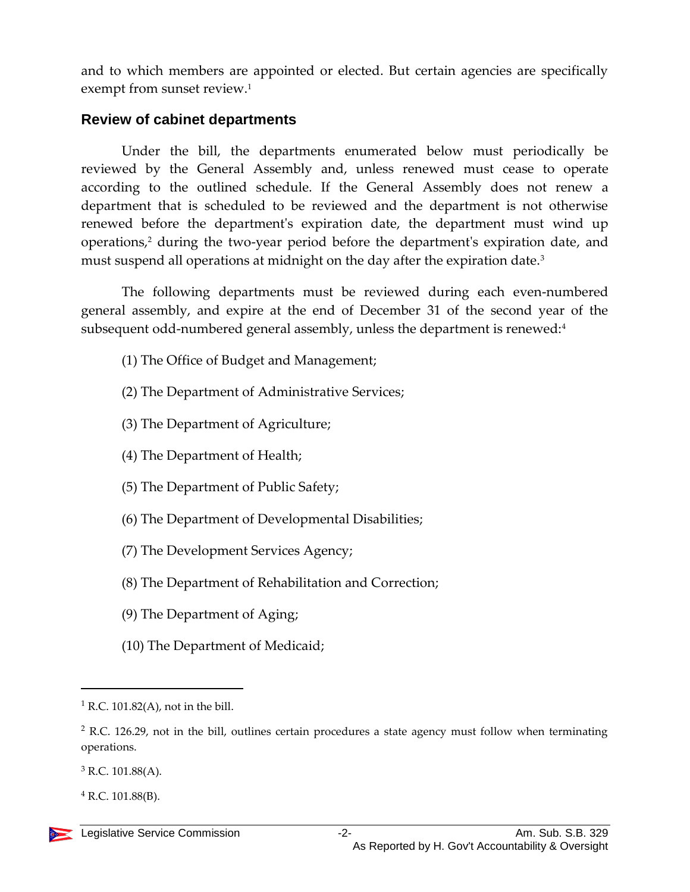and to which members are appointed or elected. But certain agencies are specifically exempt from sunset review.[1]

## Review of cabinet departments

Under the bill, the departments enumerated below must periodically be reviewed by the General Assembly and, unless renewed must cease to operate according to the outlined schedule. If the General Assembly does not renew a department that is scheduled to be reviewed and the department is not otherwise renewed before the department's expiration date, the department must wind up operations,[2] during the two-year period before the department's expiration date, and must suspend all operations at midnight on the day after the expiration date.[3]

The following departments must be reviewed during each even-numbered general assembly, and expire at the end of December 31 of the second year of the subsequent odd-numbered general assembly, unless the department is renewed:[4]

(1) The Office of Budget and Management;

(2) The Department of Administrative Services;

(3) The Department of Agriculture;

(4) The Department of Health;

(5) The Department of Public Safety;

(6) The Department of Developmental Disabilities;

(7) The Development Services Agency;

(8) The Department of Rehabilitation and Correction;

(9) The Department of Aging;

(10) The Department of Medicaid;

---

[1] R.C. 101.82(A), not in the bill.

[2] R.C. 126.29, not in the bill, outlines certain procedures a state agency must follow when terminating operations.

[3] R.C. 101.88(A).

[4] R.C. 101.88(B).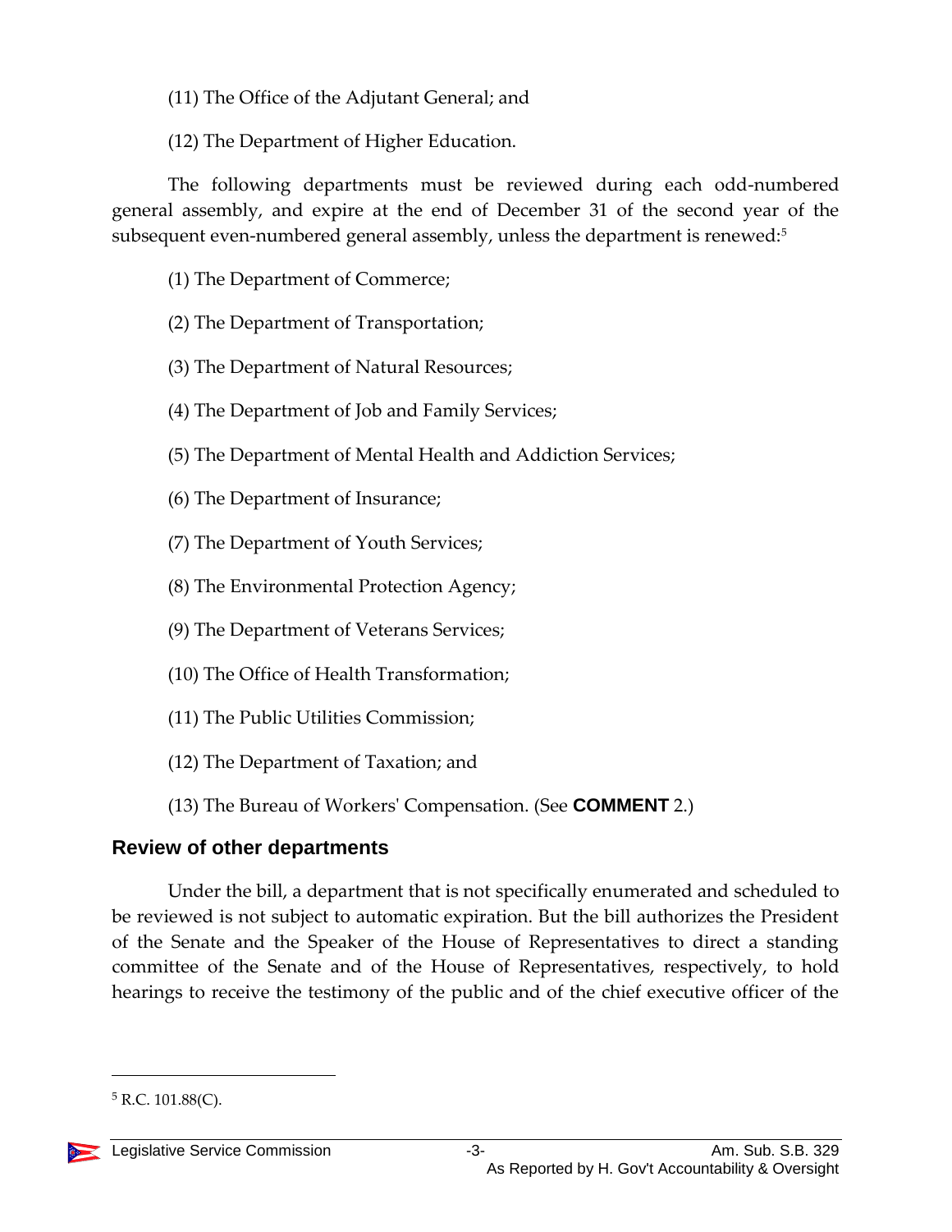(11) The Office of the Adjutant General; and

(12) The Department of Higher Education.

The following departments must be reviewed during each odd-numbered general assembly, and expire at the end of December 31 of the second year of the subsequent even-numbered general assembly, unless the department is renewed:[5]

(1) The Department of Commerce;

(2) The Department of Transportation;

(3) The Department of Natural Resources;

(4) The Department of Job and Family Services;

(5) The Department of Mental Health and Addiction Services;

(6) The Department of Insurance;

(7) The Department of Youth Services;

(8) The Environmental Protection Agency;

(9) The Department of Veterans Services;

(10) The Office of Health Transformation;

(11) The Public Utilities Commission;

(12) The Department of Taxation; and

(13) The Bureau of Workers' Compensation. (See **COMMENT** 2.)

## Review of other departments

Under the bill, a department that is not specifically enumerated and scheduled to be reviewed is not subject to automatic expiration. But the bill authorizes the President of the Senate and the Speaker of the House of Representatives to direct a standing committee of the Senate and of the House of Representatives, respectively, to hold hearings to receive the testimony of the public and of the chief executive officer of the

---

[5] R.C. 101.88(C).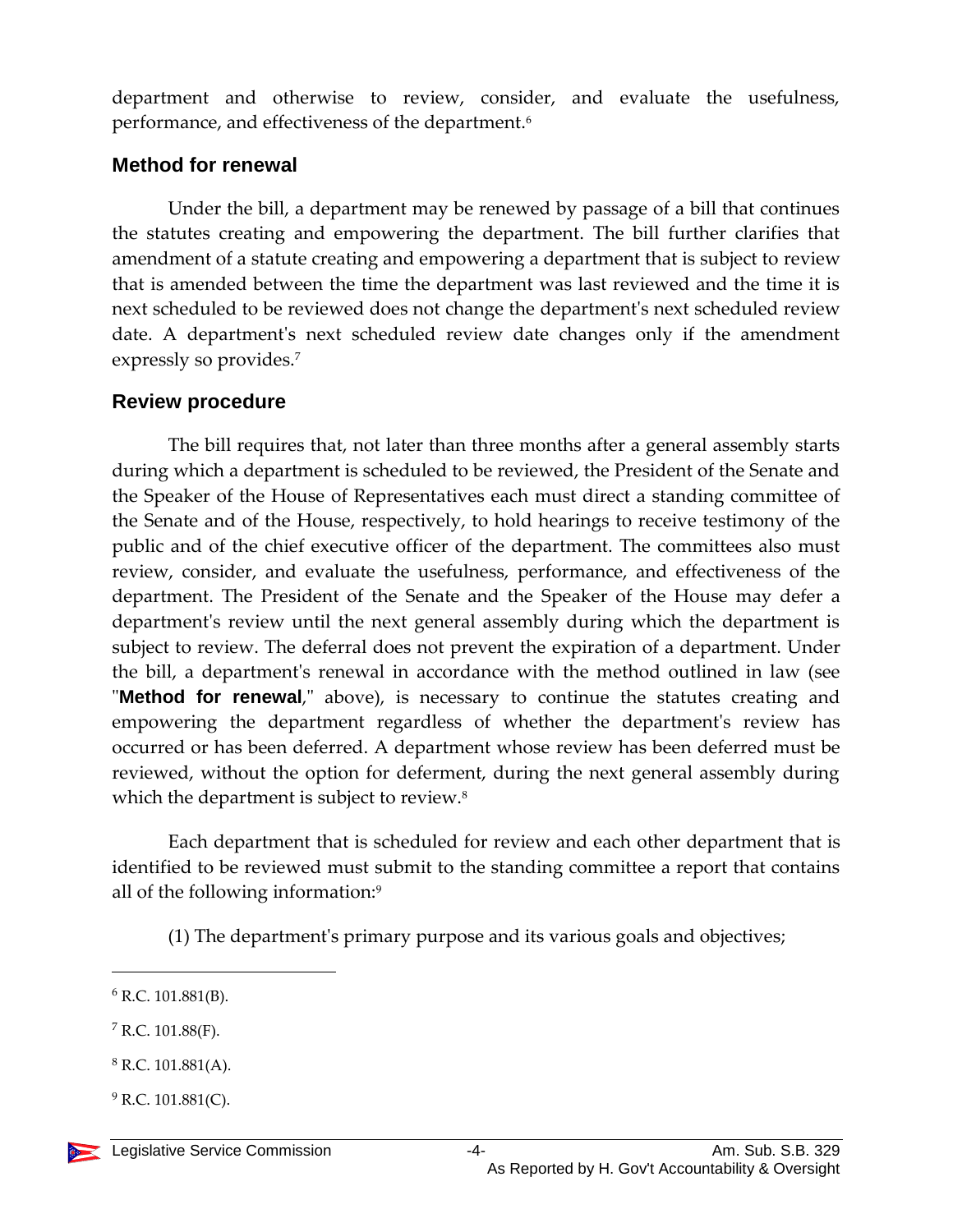department and otherwise to review, consider, and evaluate the usefulness, performance, and effectiveness of the department.[6]

## Method for renewal

Under the bill, a department may be renewed by passage of a bill that continues the statutes creating and empowering the department. The bill further clarifies that amendment of a statute creating and empowering a department that is subject to review that is amended between the time the department was last reviewed and the time it is next scheduled to be reviewed does not change the department's next scheduled review date. A department's next scheduled review date changes only if the amendment expressly so provides.[7]

## Review procedure

The bill requires that, not later than three months after a general assembly starts during which a department is scheduled to be reviewed, the President of the Senate and the Speaker of the House of Representatives each must direct a standing committee of the Senate and of the House, respectively, to hold hearings to receive testimony of the public and of the chief executive officer of the department. The committees also must review, consider, and evaluate the usefulness, performance, and effectiveness of the department. The President of the Senate and the Speaker of the House may defer a department's review until the next general assembly during which the department is subject to review. The deferral does not prevent the expiration of a department. Under the bill, a department's renewal in accordance with the method outlined in law (see "**Method for renewal**," above), is necessary to continue the statutes creating and empowering the department regardless of whether the department's review has occurred or has been deferred. A department whose review has been deferred must be reviewed, without the option for deferment, during the next general assembly during which the department is subject to review.[8]

Each department that is scheduled for review and each other department that is identified to be reviewed must submit to the standing committee a report that contains all of the following information:[9]

(1) The department's primary purpose and its various goals and objectives;

---

[6] R.C. 101.881(B).

[7] R.C. 101.88(F).

[8] R.C. 101.881(A).

[9] R.C. 101.881(C).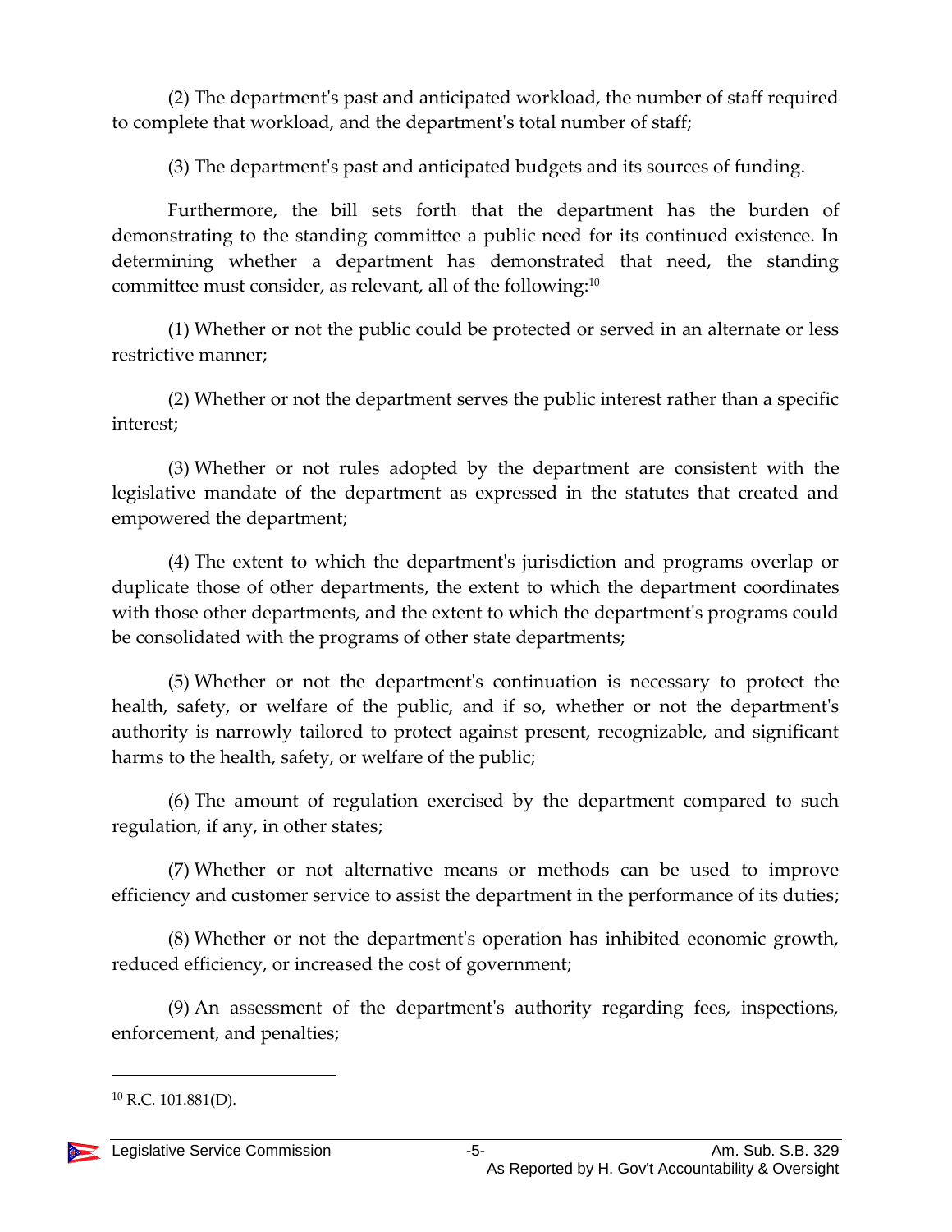(2) The department's past and anticipated workload, the number of staff required to complete that workload, and the department's total number of staff;

(3) The department's past and anticipated budgets and its sources of funding.

Furthermore, the bill sets forth that the department has the burden of demonstrating to the standing committee a public need for its continued existence. In determining whether a department has demonstrated that need, the standing committee must consider, as relevant, all of the following:[10]

(1) Whether or not the public could be protected or served in an alternate or less restrictive manner;

(2) Whether or not the department serves the public interest rather than a specific interest;

(3) Whether or not rules adopted by the department are consistent with the legislative mandate of the department as expressed in the statutes that created and empowered the department;

(4) The extent to which the department's jurisdiction and programs overlap or duplicate those of other departments, the extent to which the department coordinates with those other departments, and the extent to which the department's programs could be consolidated with the programs of other state departments;

(5) Whether or not the department's continuation is necessary to protect the health, safety, or welfare of the public, and if so, whether or not the department's authority is narrowly tailored to protect against present, recognizable, and significant harms to the health, safety, or welfare of the public;

(6) The amount of regulation exercised by the department compared to such regulation, if any, in other states;

(7) Whether or not alternative means or methods can be used to improve efficiency and customer service to assist the department in the performance of its duties;

(8) Whether or not the department's operation has inhibited economic growth, reduced efficiency, or increased the cost of government;

(9) An assessment of the department's authority regarding fees, inspections, enforcement, and penalties;

---

[10] R.C. 101.881(D).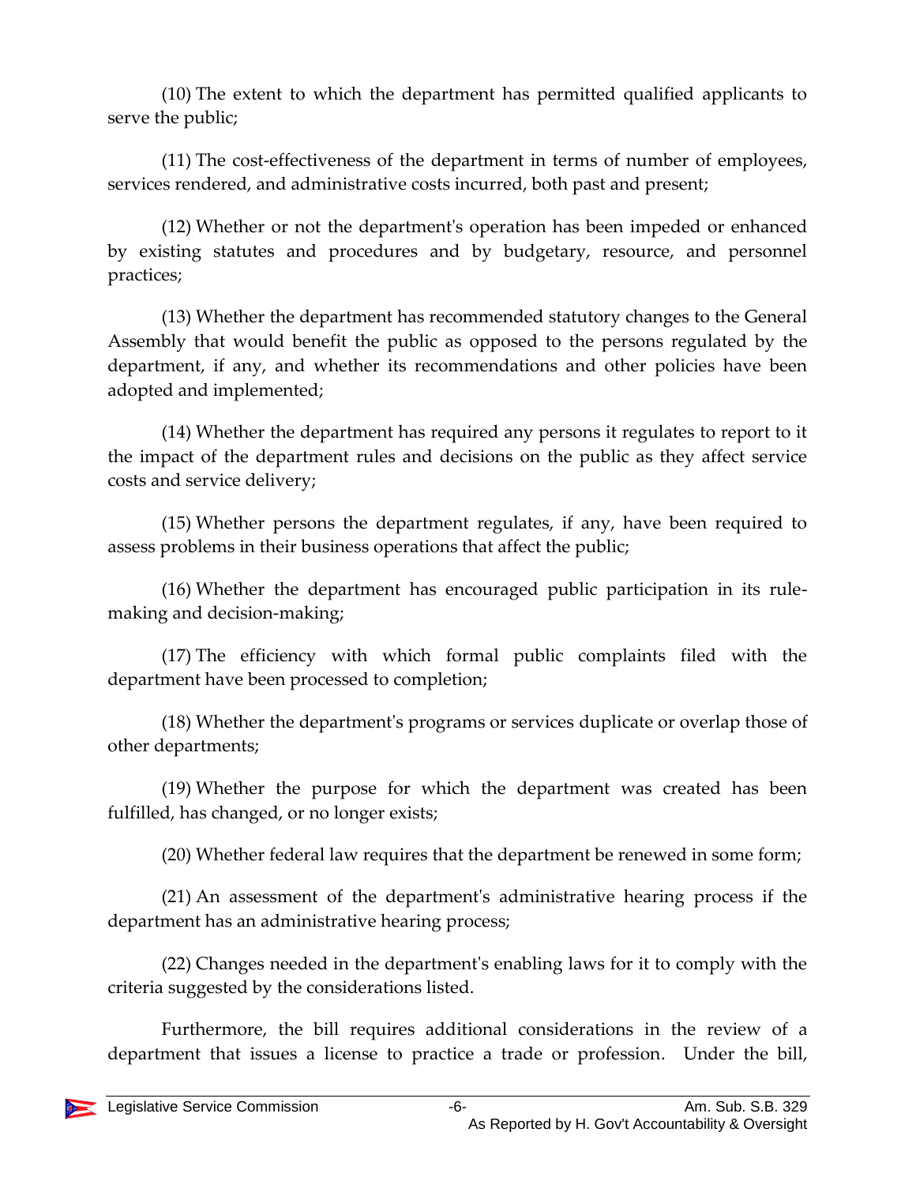(10) The extent to which the department has permitted qualified applicants to serve the public;

(11) The cost-effectiveness of the department in terms of number of employees, services rendered, and administrative costs incurred, both past and present;

(12) Whether or not the department's operation has been impeded or enhanced by existing statutes and procedures and by budgetary, resource, and personnel practices;

(13) Whether the department has recommended statutory changes to the General Assembly that would benefit the public as opposed to the persons regulated by the department, if any, and whether its recommendations and other policies have been adopted and implemented;

(14) Whether the department has required any persons it regulates to report to it the impact of the department rules and decisions on the public as they affect service costs and service delivery;

(15) Whether persons the department regulates, if any, have been required to assess problems in their business operations that affect the public;

(16) Whether the department has encouraged public participation in its rule-making and decision-making;

(17) The efficiency with which formal public complaints filed with the department have been processed to completion;

(18) Whether the department's programs or services duplicate or overlap those of other departments;

(19) Whether the purpose for which the department was created has been fulfilled, has changed, or no longer exists;

(20) Whether federal law requires that the department be renewed in some form;

(21) An assessment of the department's administrative hearing process if the department has an administrative hearing process;

(22) Changes needed in the department's enabling laws for it to comply with the criteria suggested by the considerations listed.

Furthermore, the bill requires additional considerations in the review of a department that issues a license to practice a trade or profession. Under the bill,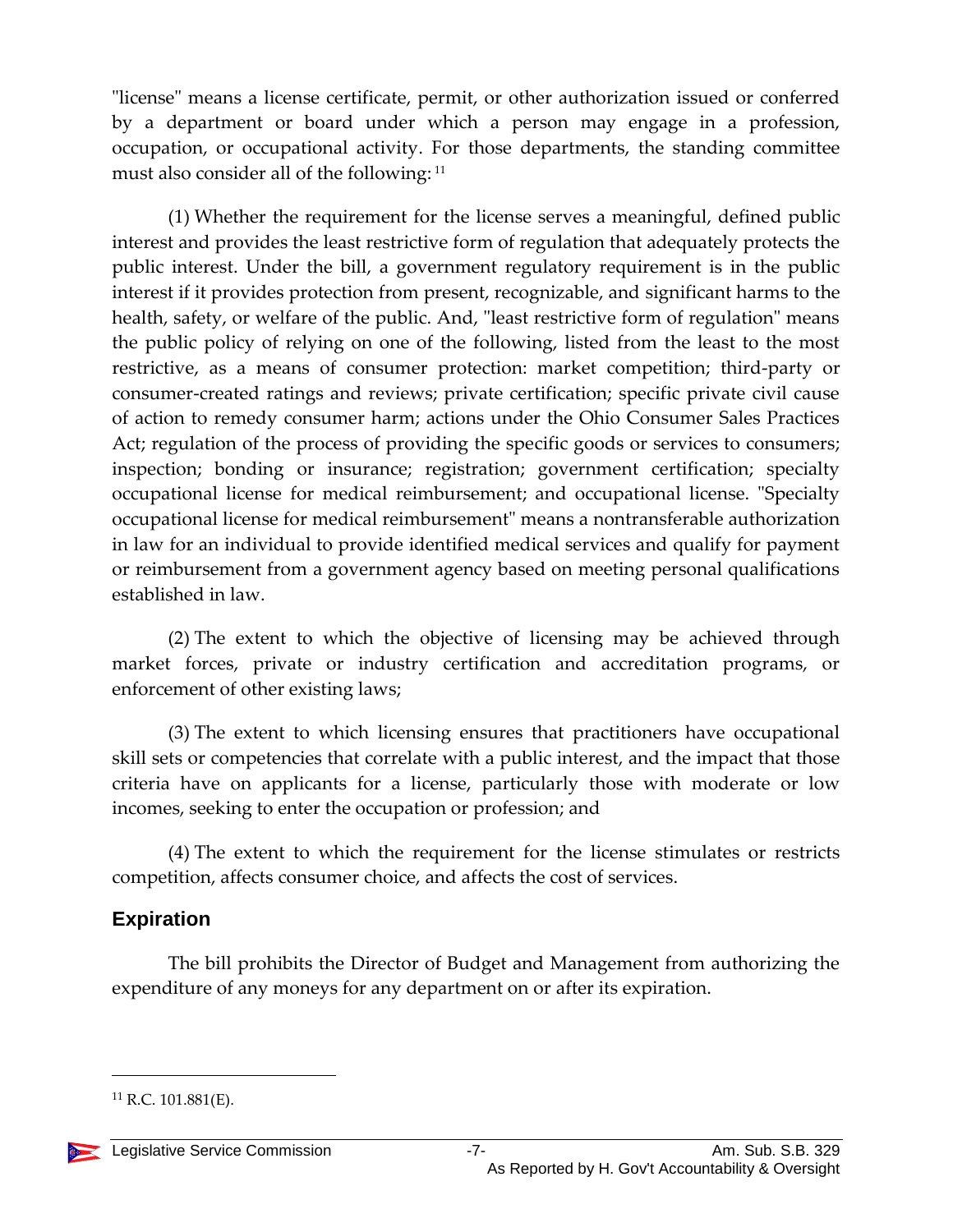"license" means a license certificate, permit, or other authorization issued or conferred by a department or board under which a person may engage in a profession, occupation, or occupational activity. For those departments, the standing committee must also consider all of the following: [11]

(1) Whether the requirement for the license serves a meaningful, defined public interest and provides the least restrictive form of regulation that adequately protects the public interest. Under the bill, a government regulatory requirement is in the public interest if it provides protection from present, recognizable, and significant harms to the health, safety, or welfare of the public. And, "least restrictive form of regulation" means the public policy of relying on one of the following, listed from the least to the most restrictive, as a means of consumer protection: market competition; third-party or consumer-created ratings and reviews; private certification; specific private civil cause of action to remedy consumer harm; actions under the Ohio Consumer Sales Practices Act; regulation of the process of providing the specific goods or services to consumers; inspection; bonding or insurance; registration; government certification; specialty occupational license for medical reimbursement; and occupational license. "Specialty occupational license for medical reimbursement" means a nontransferable authorization in law for an individual to provide identified medical services and qualify for payment or reimbursement from a government agency based on meeting personal qualifications established in law.

(2) The extent to which the objective of licensing may be achieved through market forces, private or industry certification and accreditation programs, or enforcement of other existing laws;

(3) The extent to which licensing ensures that practitioners have occupational skill sets or competencies that correlate with a public interest, and the impact that those criteria have on applicants for a license, particularly those with moderate or low incomes, seeking to enter the occupation or profession; and

(4) The extent to which the requirement for the license stimulates or restricts competition, affects consumer choice, and affects the cost of services.

## Expiration

The bill prohibits the Director of Budget and Management from authorizing the expenditure of any moneys for any department on or after its expiration.

---

[11] R.C. 101.881(E).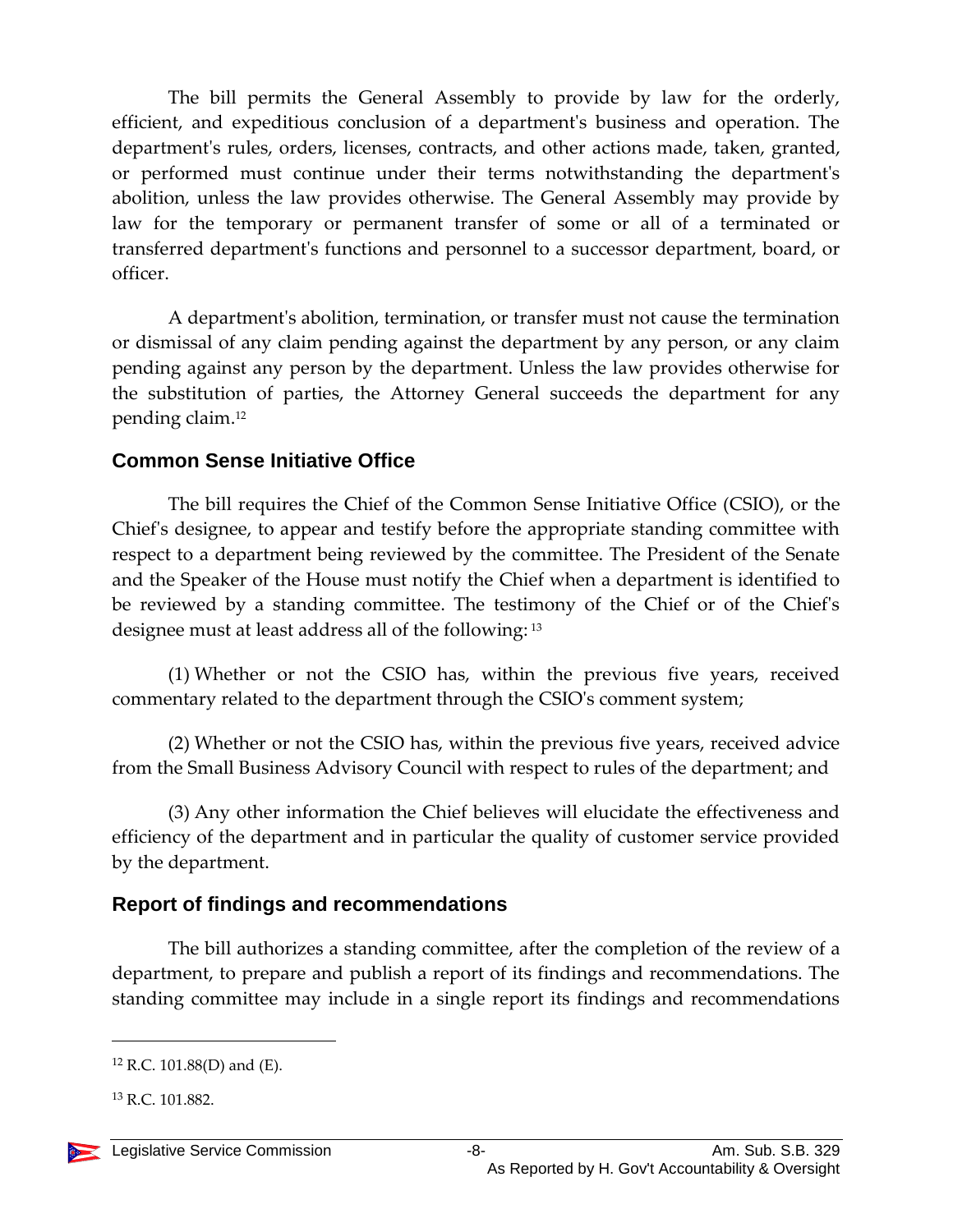The bill permits the General Assembly to provide by law for the orderly, efficient, and expeditious conclusion of a department's business and operation. The department's rules, orders, licenses, contracts, and other actions made, taken, granted, or performed must continue under their terms notwithstanding the department's abolition, unless the law provides otherwise. The General Assembly may provide by law for the temporary or permanent transfer of some or all of a terminated or transferred department's functions and personnel to a successor department, board, or officer.

A department's abolition, termination, or transfer must not cause the termination or dismissal of any claim pending against the department by any person, or any claim pending against any person by the department. Unless the law provides otherwise for the substitution of parties, the Attorney General succeeds the department for any pending claim.[12]

## Common Sense Initiative Office

The bill requires the Chief of the Common Sense Initiative Office (CSIO), or the Chief's designee, to appear and testify before the appropriate standing committee with respect to a department being reviewed by the committee. The President of the Senate and the Speaker of the House must notify the Chief when a department is identified to be reviewed by a standing committee. The testimony of the Chief or of the Chief's designee must at least address all of the following:[13]

(1) Whether or not the CSIO has, within the previous five years, received commentary related to the department through the CSIO's comment system;

(2) Whether or not the CSIO has, within the previous five years, received advice from the Small Business Advisory Council with respect to rules of the department; and

(3) Any other information the Chief believes will elucidate the effectiveness and efficiency of the department and in particular the quality of customer service provided by the department.

## Report of findings and recommendations

The bill authorizes a standing committee, after the completion of the review of a department, to prepare and publish a report of its findings and recommendations. The standing committee may include in a single report its findings and recommendations

[12] R.C. 101.88(D) and (E).

[13] R.C. 101.882.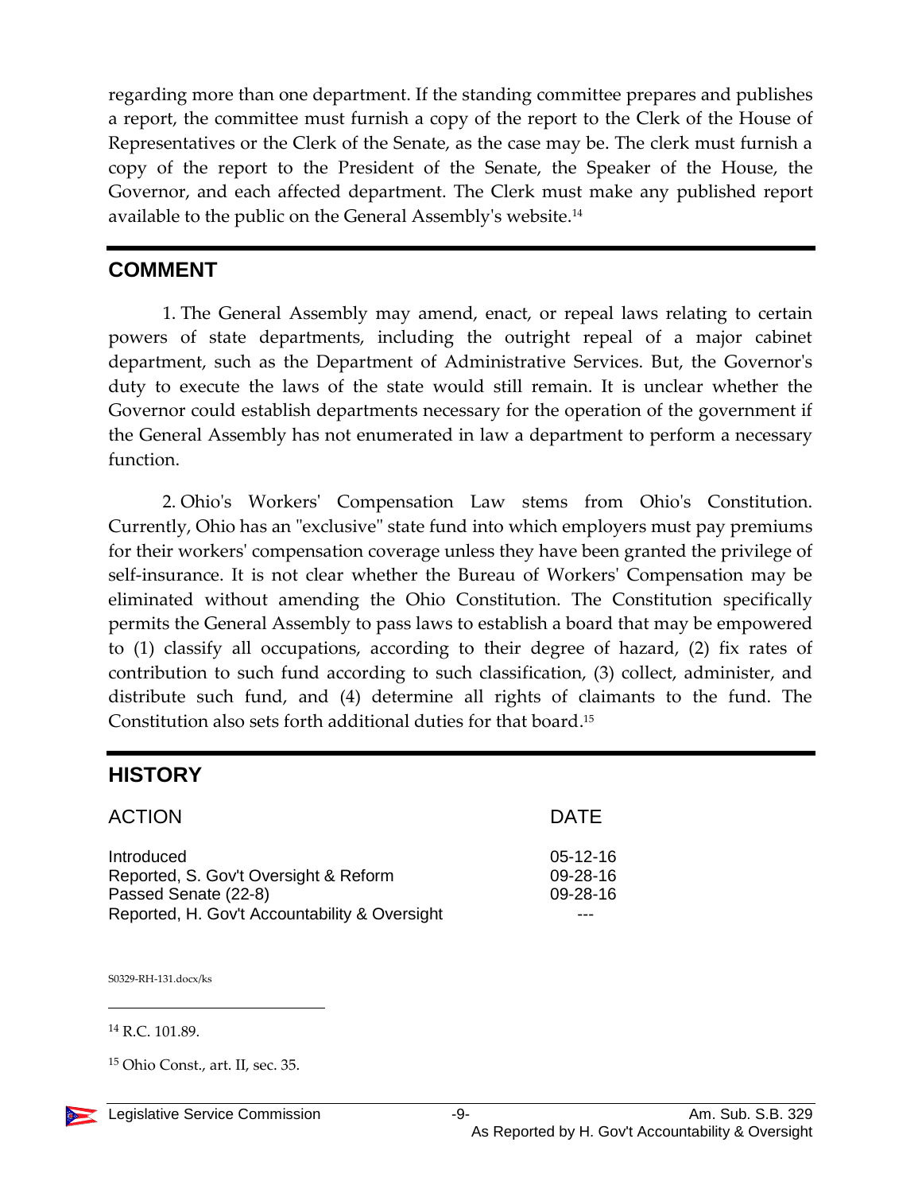regarding more than one department. If the standing committee prepares and publishes a report, the committee must furnish a copy of the report to the Clerk of the House of Representatives or the Clerk of the Senate, as the case may be. The clerk must furnish a copy of the report to the President of the Senate, the Speaker of the House, the Governor, and each affected department. The Clerk must make any published report available to the public on the General Assembly's website.[14]

## COMMENT

1. The General Assembly may amend, enact, or repeal laws relating to certain powers of state departments, including the outright repeal of a major cabinet department, such as the Department of Administrative Services. But, the Governor's duty to execute the laws of the state would still remain. It is unclear whether the Governor could establish departments necessary for the operation of the government if the General Assembly has not enumerated in law a department to perform a necessary function.

2. Ohio's Workers' Compensation Law stems from Ohio's Constitution. Currently, Ohio has an "exclusive" state fund into which employers must pay premiums for their workers' compensation coverage unless they have been granted the privilege of self-insurance. It is not clear whether the Bureau of Workers' Compensation may be eliminated without amending the Ohio Constitution. The Constitution specifically permits the General Assembly to pass laws to establish a board that may be empowered to (1) classify all occupations, according to their degree of hazard, (2) fix rates of contribution to such fund according to such classification, (3) collect, administer, and distribute such fund, and (4) determine all rights of claimants to the fund. The Constitution also sets forth additional duties for that board.[15]

## HISTORY

| ACTION | DATE |
| --- | --- |
| Introduced | 05-12-16 |
| Reported, S. Gov't Oversight & Reform | 09-28-16 |
| Passed Senate (22-8) | 09-28-16 |
| Reported, H. Gov't Accountability & Oversight | --- |

S0329-RH-131.docx/ks

[14] R.C. 101.89.

[15] Ohio Const., art. II, sec. 35.